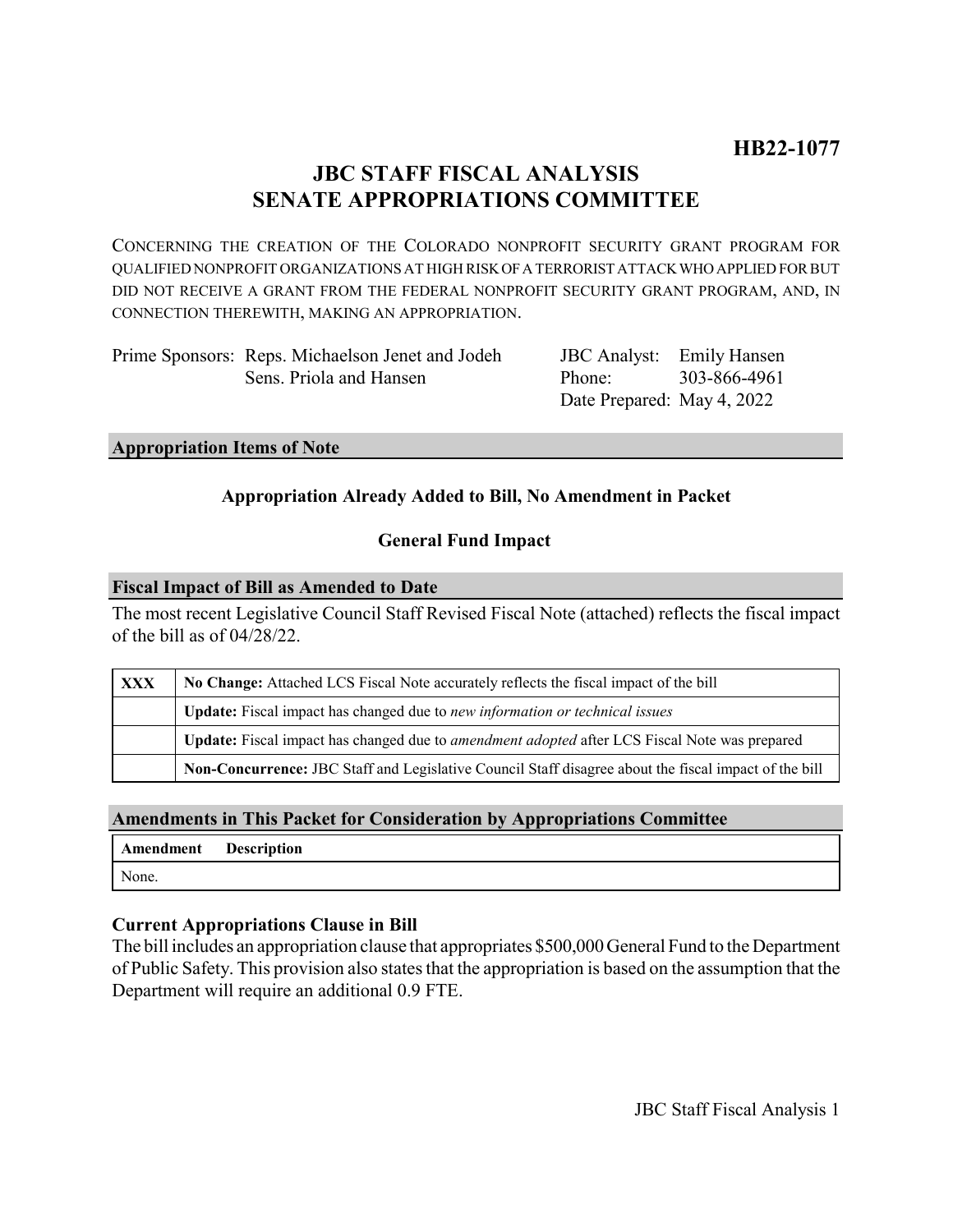**HB22-1077**

# JBC STAFF FISCAL ANALYSIS
# SENATE APPROPRIATIONS COMMITTEE

CONCERNING THE CREATION OF THE COLORADO NONPROFIT SECURITY GRANT PROGRAM FOR QUALIFIED NONPROFIT ORGANIZATIONS AT HIGH RISK OF A TERRORIST ATTACK WHO APPLIED FOR BUT DID NOT RECEIVE A GRANT FROM THE FEDERAL NONPROFIT SECURITY GRANT PROGRAM, AND, IN CONNECTION THEREWITH, MAKING AN APPROPRIATION.

| | | | |
|---|---|---|---|
| Prime Sponsors: | Reps. Michaelson Jenet and Jodeh<br>Sens. Priola and Hansen | JBC Analyst:<br>Phone:<br>Date Prepared: | Emily Hansen<br>303-866-4961<br>May 4, 2022 |

## Appropriation Items of Note

**Appropriation Already Added to Bill, No Amendment in Packet**

**General Fund Impact**

## Fiscal Impact of Bill as Amended to Date

The most recent Legislative Council Staff Revised Fiscal Note (attached) reflects the fiscal impact of the bill as of 04/28/22.

| | |
|---|---|
| **XXX** | **No Change:** Attached LCS Fiscal Note accurately reflects the fiscal impact of the bill |
| | **Update:** Fiscal impact has changed due to *new information or technical issues* |
| | **Update:** Fiscal impact has changed due to *amendment adopted* after LCS Fiscal Note was prepared |
| | **Non-Concurrence:** JBC Staff and Legislative Council Staff disagree about the fiscal impact of the bill |

## Amendments in This Packet for Consideration by Appropriations Committee

| Amendment | Description |
|---|---|
| None. | |

### Current Appropriations Clause in Bill

The bill includes an appropriation clause that appropriates $500,000 General Fund to the Department of Public Safety. This provision also states that the appropriation is based on the assumption that the Department will require an additional 0.9 FTE.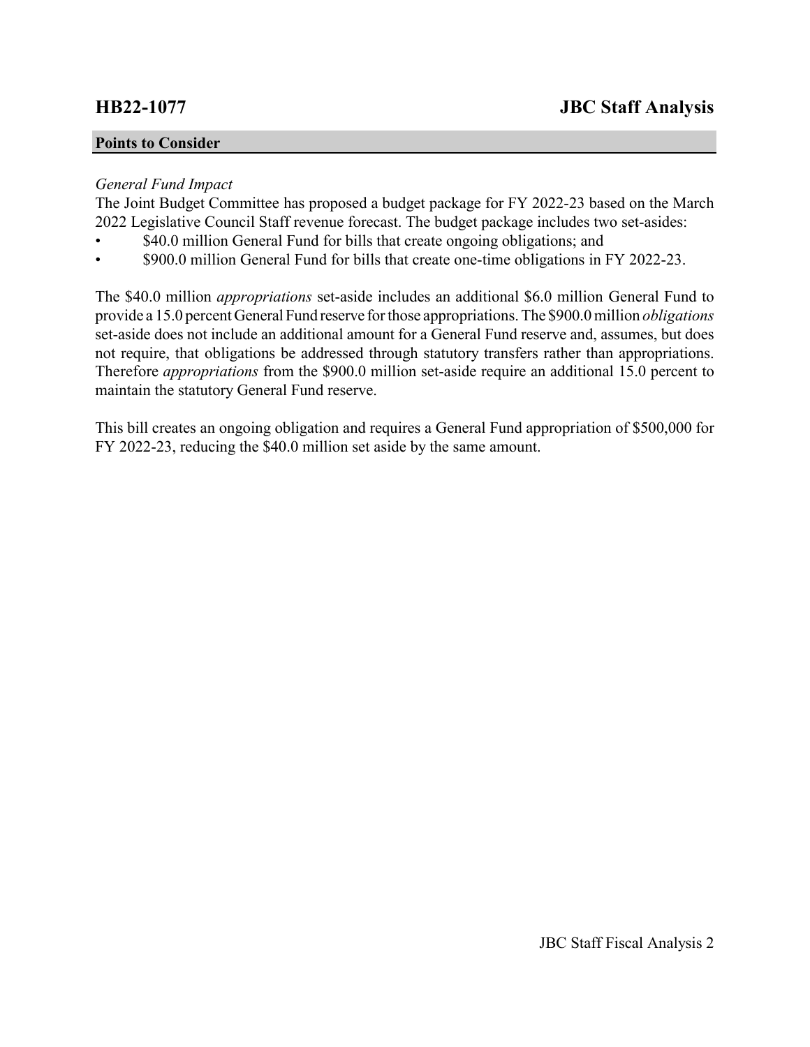## Points to Consider

*General Fund Impact*

The Joint Budget Committee has proposed a budget package for FY 2022-23 based on the March 2022 Legislative Council Staff revenue forecast. The budget package includes two set-asides:

- $40.0 million General Fund for bills that create ongoing obligations; and
- $900.0 million General Fund for bills that create one-time obligations in FY 2022-23.

The $40.0 million *appropriations* set-aside includes an additional $6.0 million General Fund to provide a 15.0 percent General Fund reserve for those appropriations. The $900.0 million *obligations* set-aside does not include an additional amount for a General Fund reserve and, assumes, but does not require, that obligations be addressed through statutory transfers rather than appropriations. Therefore *appropriations* from the $900.0 million set-aside require an additional 15.0 percent to maintain the statutory General Fund reserve.

This bill creates an ongoing obligation and requires a General Fund appropriation of $500,000 for FY 2022-23, reducing the $40.0 million set aside by the same amount.